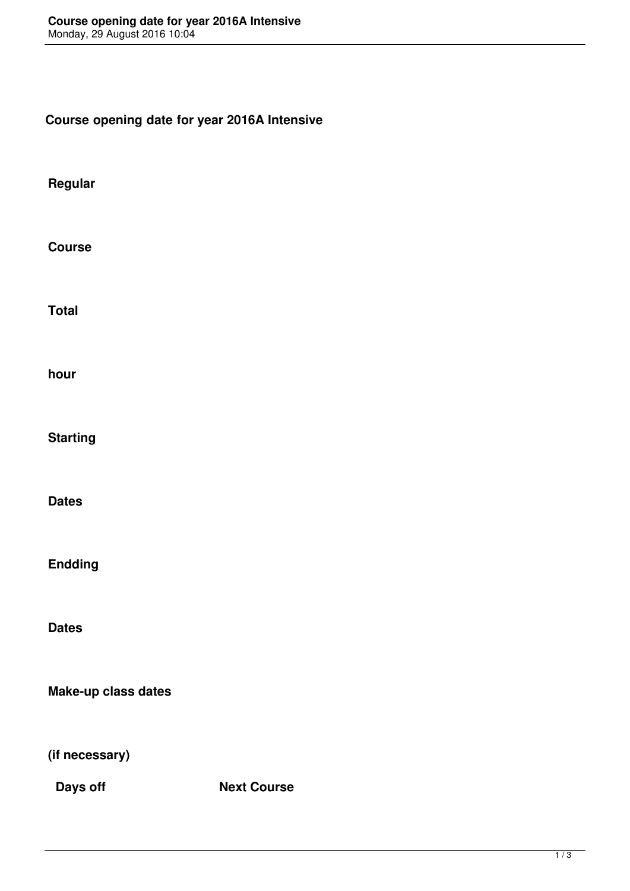# Course opening date for year 2016A Intensive

**Regular**

**Course**

**Total**

**hour**

**Starting**

**Dates**

**Endding**

**Dates**

**Make-up class dates**

**(if necessary)**

**Days off** **Next Course**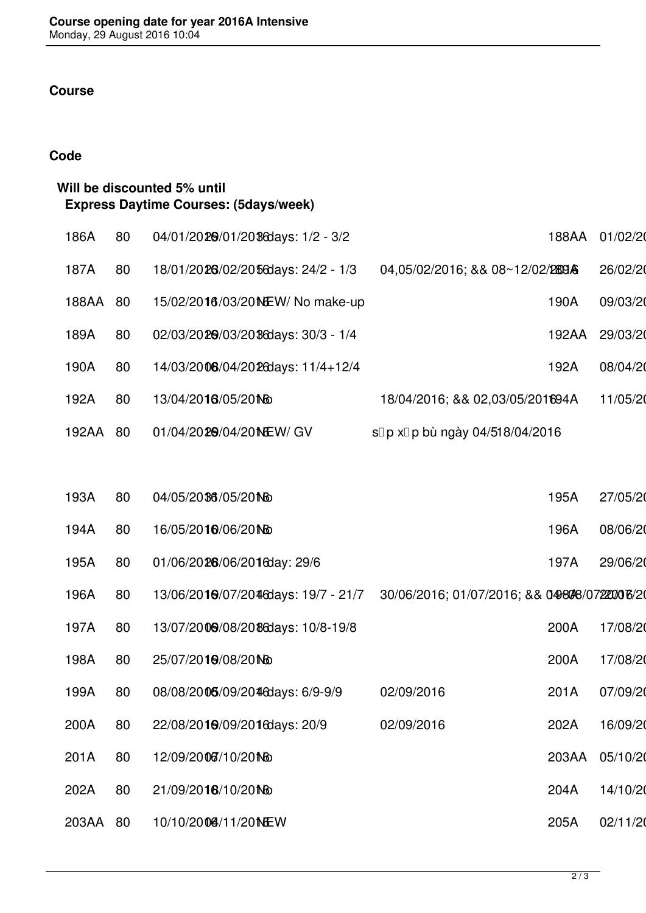Course

Code

**Will be discounted 5% until**
**Express Daytime Courses: (5days/week)**

| | | | | | | |
|---|---|---|---|---|---|---|
| 186A | 80 | 04/01/2016/01/2016days: 1/2 - 3/2 | | | 188AA | 01/02/20 |
| 187A | 80 | 18/01/2016/02/2016days: 24/2 - 1/3 | 04,05/02/2016; && 08~12/02/2016 | 189A | | 26/02/20 |
| 188AA | 80 | 15/02/2016/03/2016NEW/ No make-up | | | 190A | 09/03/20 |
| 189A | 80 | 02/03/2016/03/2016days: 30/3 - 1/4 | | | 192AA | 29/03/20 |
| 190A | 80 | 14/03/2016/04/2016days: 11/4+12/4 | | | 192A | 08/04/20 |
| 192A | 80 | 13/04/2016/05/2016No | 18/04/2016; && 02,03/05/2016 | 194A | | 11/05/20 |
| 192AA | 80 | 01/04/2016/04/2016NEW/ GV | s p x p bù ngày 04/518/04/2016 | | | |
| | | | | | | |
| 193A | 80 | 04/05/2016/05/2016No | | | 195A | 27/05/20 |
| 194A | 80 | 16/05/2016/06/2016No | | | 196A | 08/06/20 |
| 195A | 80 | 01/06/2016/06/2016day: 29/6 | | | 197A | 29/06/20 |
| 196A | 80 | 13/06/2016/07/2016days: 19/7 - 21/7 | 30/06/2016; 01/07/2016; && 04~08/07/2016 | | | 20 |
| 197A | 80 | 13/07/2016/08/2016days: 10/8-19/8 | | | 200A | 17/08/20 |
| 198A | 80 | 25/07/2016/08/2016No | | | 200A | 17/08/20 |
| 199A | 80 | 08/08/2016/09/2016days: 6/9-9/9 | 02/09/2016 | | 201A | 07/09/20 |
| 200A | 80 | 22/08/2016/09/2016days: 20/9 | 02/09/2016 | | 202A | 16/09/20 |
| 201A | 80 | 12/09/2016/10/2016No | | | 203AA | 05/10/20 |
| 202A | 80 | 21/09/2016/10/2016No | | | 204A | 14/10/20 |
| 203AA | 80 | 10/10/2016/11/2016NEW | | | 205A | 02/11/20 |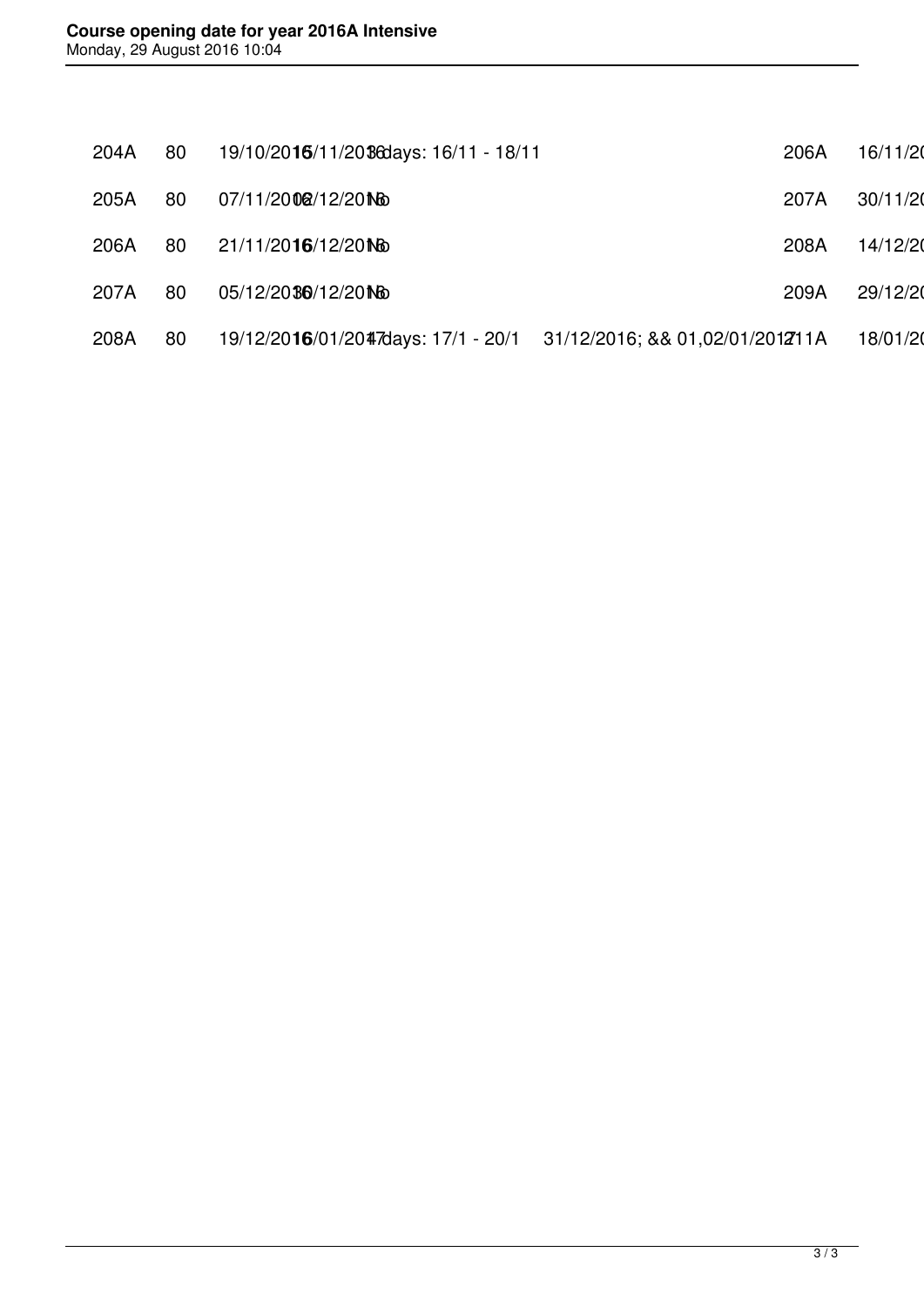| | | | | | | | |
|---|---|---|---|---|---|---|---|
| 204A | 80 | 19/10/2016 | 15/11/2016 | 3 days: 16/11 - 18/11 | | 206A | 16/11/20 |
| 205A | 80 | 07/11/2016 | 02/12/2016 | No | | 207A | 30/11/20 |
| 206A | 80 | 21/11/2016 | 16/12/2016 | No | | 208A | 14/12/20 |
| 207A | 80 | 05/12/2016 | 30/12/2016 | No | | 209A | 29/12/20 |
| 208A | 80 | 19/12/2016 | 16/01/2017 | 4 days: 17/1 - 20/1 | 31/12/2016; && 01,02/01/2017 | 211A | 18/01/20 |